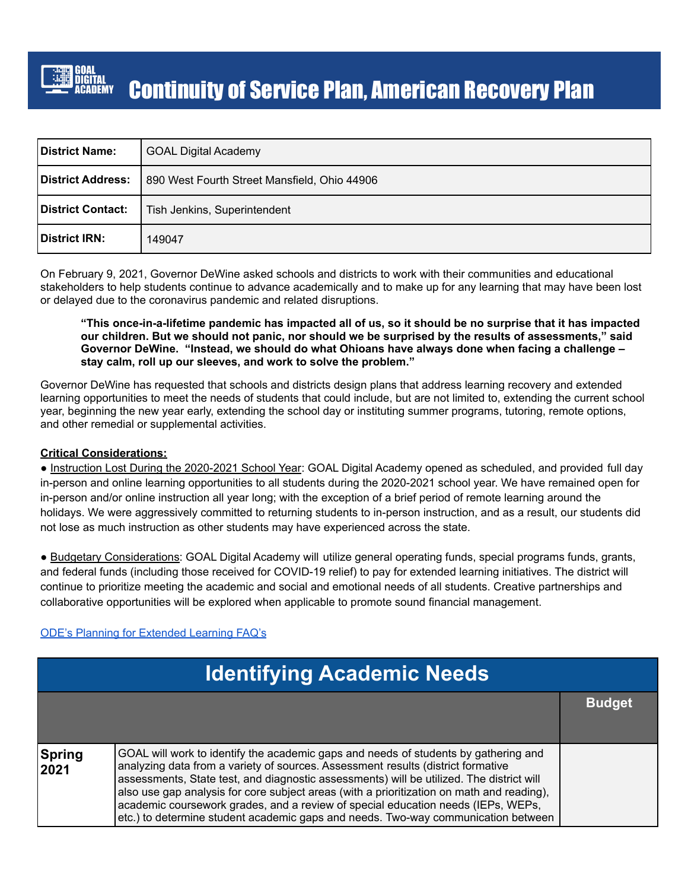# Continuity of Service Plan, American Recovery Plan

| District Name: | GOAL Digital Academy |
|---|---|
| District Address: | 890 West Fourth Street Mansfield, Ohio 44906 |
| District Contact: | Tish Jenkins, Superintendent |
| District IRN: | 149047 |

On February 9, 2021, Governor DeWine asked schools and districts to work with their communities and educational stakeholders to help students continue to advance academically and to make up for any learning that may have been lost or delayed due to the coronavirus pandemic and related disruptions.

> **"This once-in-a-lifetime pandemic has impacted all of us, so it should be no surprise that it has impacted our children. But we should not panic, nor should we be surprised by the results of assessments," said Governor DeWine. "Instead, we should do what Ohioans have always done when facing a challenge – stay calm, roll up our sleeves, and work to solve the problem."**

Governor DeWine has requested that schools and districts design plans that address learning recovery and extended learning opportunities to meet the needs of students that could include, but are not limited to, extending the current school year, beginning the new year early, extending the school day or instituting summer programs, tutoring, remote options, and other remedial or supplemental activities.

**Critical Considerations:**

- Instruction Lost During the 2020-2021 School Year: GOAL Digital Academy opened as scheduled, and provided full day in-person and online learning opportunities to all students during the 2020-2021 school year. We have remained open for in-person and/or online instruction all year long; with the exception of a brief period of remote learning around the holidays. We were aggressively committed to returning students to in-person instruction, and as a result, our students did not lose as much instruction as other students may have experienced across the state.

- Budgetary Considerations: GOAL Digital Academy will utilize general operating funds, special programs funds, grants, and federal funds (including those received for COVID-19 relief) to pay for extended learning initiatives. The district will continue to prioritize meeting the academic and social and emotional needs of all students. Creative partnerships and collaborative opportunities will be explored when applicable to promote sound financial management.

ODE's Planning for Extended Learning FAQ's

## Identifying Academic Needs

| | | Budget |
|---|---|---|
| **Spring 2021** | GOAL will work to identify the academic gaps and needs of students by gathering and analyzing data from a variety of sources. Assessment results (district formative assessments, State test, and diagnostic assessments) will be utilized. The district will also use gap analysis for core subject areas (with a prioritization on math and reading), academic coursework grades, and a review of special education needs (IEPs, WEPs, etc.) to determine student academic gaps and needs. Two-way communication between | |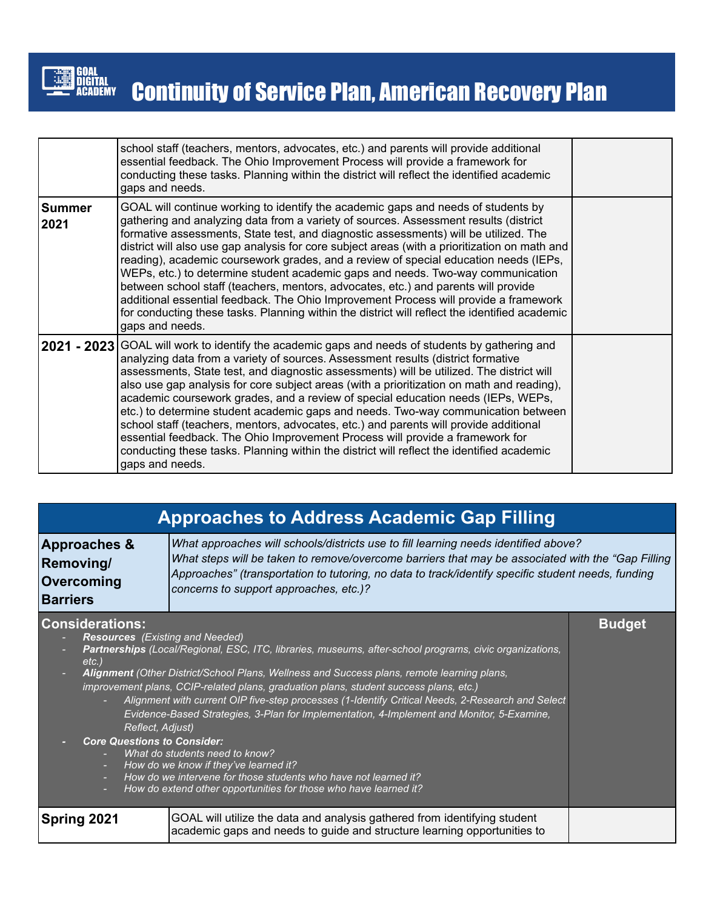| | | |
|---|---|---|
| | school staff (teachers, mentors, advocates, etc.) and parents will provide additional essential feedback. The Ohio Improvement Process will provide a framework for conducting these tasks. Planning within the district will reflect the identified academic gaps and needs. | |
| **Summer 2021** | GOAL will continue working to identify the academic gaps and needs of students by gathering and analyzing data from a variety of sources. Assessment results (district formative assessments, State test, and diagnostic assessments) will be utilized. The district will also use gap analysis for core subject areas (with a prioritization on math and reading), academic coursework grades, and a review of special education needs (IEPs, WEPs, etc.) to determine student academic gaps and needs. Two-way communication between school staff (teachers, mentors, advocates, etc.) and parents will provide additional essential feedback. The Ohio Improvement Process will provide a framework for conducting these tasks. Planning within the district will reflect the identified academic gaps and needs. | |
| **2021 - 2023** | GOAL will work to identify the academic gaps and needs of students by gathering and analyzing data from a variety of sources. Assessment results (district formative assessments, State test, and diagnostic assessments) will be utilized. The district will also use gap analysis for core subject areas (with a prioritization on math and reading), academic coursework grades, and a review of special education needs (IEPs, WEPs, etc.) to determine student academic gaps and needs. Two-way communication between school staff (teachers, mentors, advocates, etc.) and parents will provide additional essential feedback. The Ohio Improvement Process will provide a framework for conducting these tasks. Planning within the district will reflect the identified academic gaps and needs. | |

## Approaches to Address Academic Gap Filling

| **Approaches & Removing/ Overcoming Barriers** | *What approaches will schools/districts use to fill learning needs identified above? What steps will be taken to remove/overcome barriers that may be associated with the "Gap Filling Approaches" (transportation to tutoring, no data to track/identify specific student needs, funding concerns to support approaches, etc.)?* |
|---|---|

**Considerations:**

- ***Resources*** *(Existing and Needed)*
- ***Partnerships*** *(Local/Regional, ESC, ITC, libraries, museums, after-school programs, civic organizations, etc.)*
- ***Alignment*** *(Other District/School Plans, Wellness and Success plans, remote learning plans, improvement plans, CCIP-related plans, graduation plans, student success plans, etc.)*
  - *Alignment with current OIP five-step processes (1-Identify Critical Needs, 2-Research and Select Evidence-Based Strategies, 3-Plan for Implementation, 4-Implement and Monitor, 5-Examine, Reflect, Adjust)*
- ***Core Questions to Consider:***
  - *What do students need to know?*
  - *How do we know if they've learned it?*
  - *How do we intervene for those students who have not learned it?*
  - *How do extend other opportunities for those who have learned it?*

**Budget**

| | | |
|---|---|---|
| **Spring 2021** | GOAL will utilize the data and analysis gathered from identifying student academic gaps and needs to guide and structure learning opportunities to | |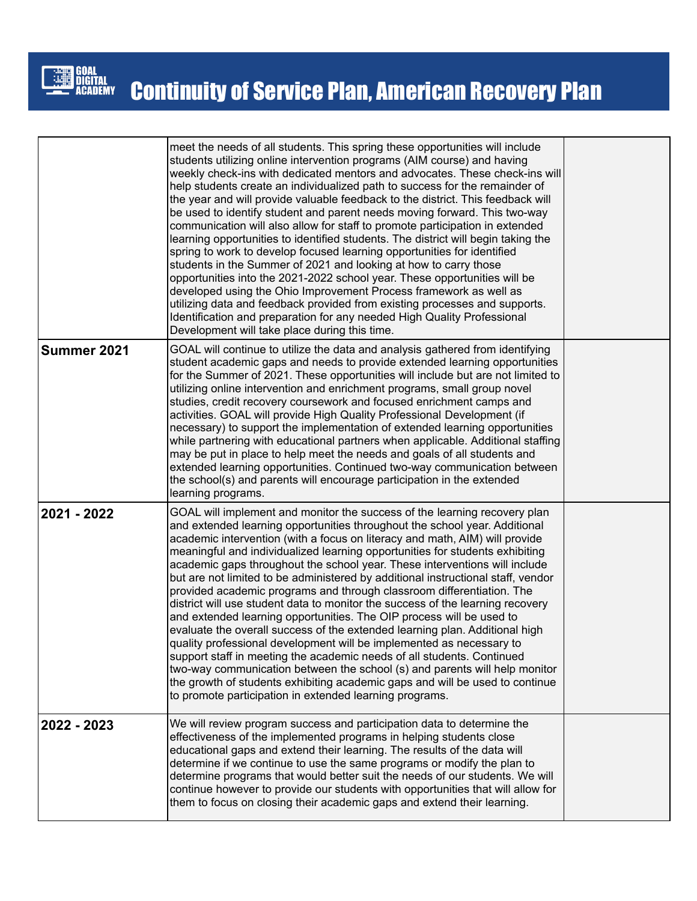| | | |
|---|---|---|
| | meet the needs of all students. This spring these opportunities will include students utilizing online intervention programs (AIM course) and having weekly check-ins with dedicated mentors and advocates. These check-ins will help students create an individualized path to success for the remainder of the year and will provide valuable feedback to the district. This feedback will be used to identify student and parent needs moving forward. This two-way communication will also allow for staff to promote participation in extended learning opportunities to identified students. The district will begin taking the spring to work to develop focused learning opportunities for identified students in the Summer of 2021 and looking at how to carry those opportunities into the 2021-2022 school year. These opportunities will be developed using the Ohio Improvement Process framework as well as utilizing data and feedback provided from existing processes and supports. Identification and preparation for any needed High Quality Professional Development will take place during this time. | |
| **Summer 2021** | GOAL will continue to utilize the data and analysis gathered from identifying student academic gaps and needs to provide extended learning opportunities for the Summer of 2021. These opportunities will include but are not limited to utilizing online intervention and enrichment programs, small group novel studies, credit recovery coursework and focused enrichment camps and activities. GOAL will provide High Quality Professional Development (if necessary) to support the implementation of extended learning opportunities while partnering with educational partners when applicable. Additional staffing may be put in place to help meet the needs and goals of all students and extended learning opportunities. Continued two-way communication between the school(s) and parents will encourage participation in the extended learning programs. | |
| **2021 - 2022** | GOAL will implement and monitor the success of the learning recovery plan and extended learning opportunities throughout the school year. Additional academic intervention (with a focus on literacy and math, AIM) will provide meaningful and individualized learning opportunities for students exhibiting academic gaps throughout the school year. These interventions will include but are not limited to be administered by additional instructional staff, vendor provided academic programs and through classroom differentiation. The district will use student data to monitor the success of the learning recovery and extended learning opportunities. The OIP process will be used to evaluate the overall success of the extended learning plan. Additional high quality professional development will be implemented as necessary to support staff in meeting the academic needs of all students. Continued two-way communication between the school (s) and parents will help monitor the growth of students exhibiting academic gaps and will be used to continue to promote participation in extended learning programs. | |
| **2022 - 2023** | We will review program success and participation data to determine the effectiveness of the implemented programs in helping students close educational gaps and extend their learning. The results of the data will determine if we continue to use the same programs or modify the plan to determine programs that would better suit the needs of our students. We will continue however to provide our students with opportunities that will allow for them to focus on closing their academic gaps and extend their learning. | |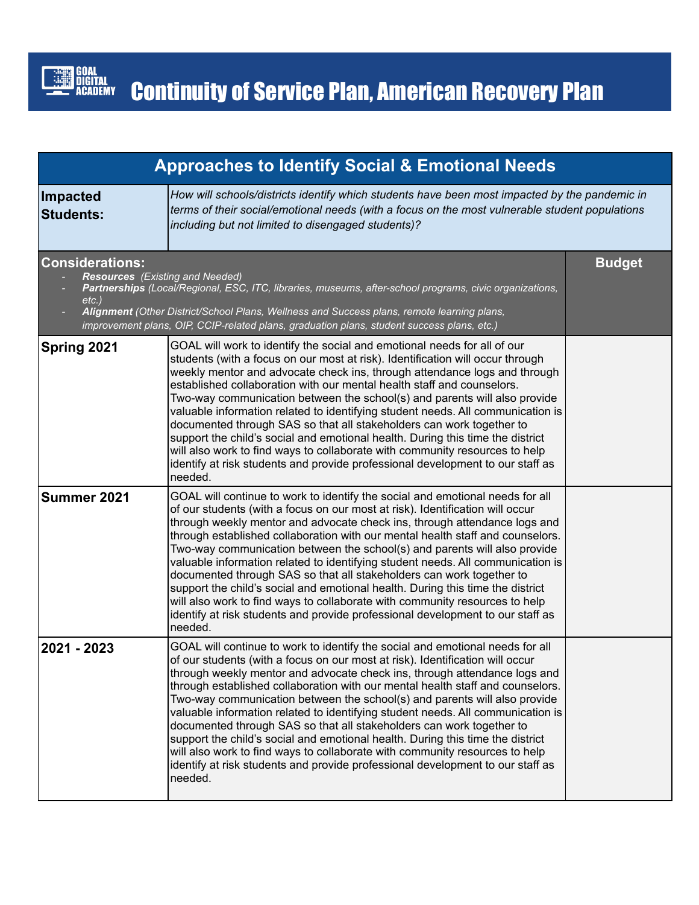# Continuity of Service Plan, American Recovery Plan

## Approaches to Identify Social & Emotional Needs

| **Impacted Students:** | *How will schools/districts identify which students have been most impacted by the pandemic in terms of their social/emotional needs (with a focus on the most vulnerable student populations including but not limited to disengaged students)?* | |
|---|---|---|
| **Considerations:**<br>- ***Resources*** *(Existing and Needed)*<br>- ***Partnerships*** *(Local/Regional, ESC, ITC, libraries, museums, after-school programs, civic organizations, etc.)*<br>- ***Alignment*** *(Other District/School Plans, Wellness and Success plans, remote learning plans, improvement plans, OIP, CCIP-related plans, graduation plans, student success plans, etc.)* | | **Budget** |
| **Spring 2021** | GOAL will work to identify the social and emotional needs for all of our students (with a focus on our most at risk). Identification will occur through weekly mentor and advocate check ins, through attendance logs and through established collaboration with our mental health staff and counselors. Two-way communication between the school(s) and parents will also provide valuable information related to identifying student needs. All communication is documented through SAS so that all stakeholders can work together to support the child's social and emotional health. During this time the district will also work to find ways to collaborate with community resources to help identify at risk students and provide professional development to our staff as needed. | |
| **Summer 2021** | GOAL will continue to work to identify the social and emotional needs for all of our students (with a focus on our most at risk). Identification will occur through weekly mentor and advocate check ins, through attendance logs and through established collaboration with our mental health staff and counselors. Two-way communication between the school(s) and parents will also provide valuable information related to identifying student needs. All communication is documented through SAS so that all stakeholders can work together to support the child's social and emotional health. During this time the district will also work to find ways to collaborate with community resources to help identify at risk students and provide professional development to our staff as needed. | |
| **2021 - 2023** | GOAL will continue to work to identify the social and emotional needs for all of our students (with a focus on our most at risk). Identification will occur through weekly mentor and advocate check ins, through attendance logs and through established collaboration with our mental health staff and counselors. Two-way communication between the school(s) and parents will also provide valuable information related to identifying student needs. All communication is documented through SAS so that all stakeholders can work together to support the child's social and emotional health. During this time the district will also work to find ways to collaborate with community resources to help identify at risk students and provide professional development to our staff as needed. | |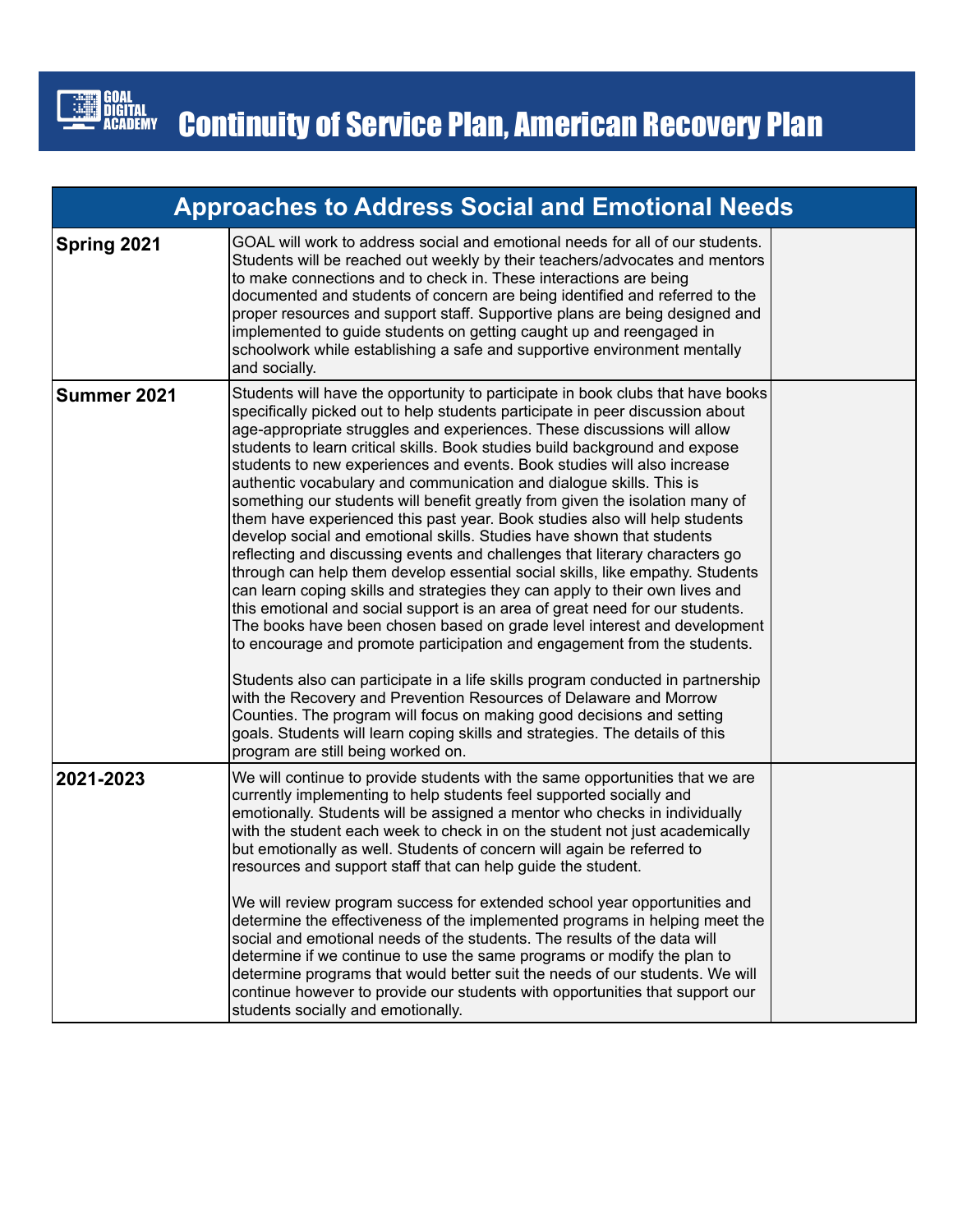# Continuity of Service Plan, American Recovery Plan

| Approaches to Address Social and Emotional Needs | | |
|---|---|---|
| **Spring 2021** | GOAL will work to address social and emotional needs for all of our students. Students will be reached out weekly by their teachers/advocates and mentors to make connections and to check in. These interactions are being documented and students of concern are being identified and referred to the proper resources and support staff. Supportive plans are being designed and implemented to guide students on getting caught up and reengaged in schoolwork while establishing a safe and supportive environment mentally and socially. | |
| **Summer 2021** | Students will have the opportunity to participate in book clubs that have books specifically picked out to help students participate in peer discussion about age-appropriate struggles and experiences. These discussions will allow students to learn critical skills. Book studies build background and expose students to new experiences and events. Book studies will also increase authentic vocabulary and communication and dialogue skills. This is something our students will benefit greatly from given the isolation many of them have experienced this past year. Book studies also will help students develop social and emotional skills. Studies have shown that students reflecting and discussing events and challenges that literary characters go through can help them develop essential social skills, like empathy. Students can learn coping skills and strategies they can apply to their own lives and this emotional and social support is an area of great need for our students. The books have been chosen based on grade level interest and development to encourage and promote participation and engagement from the students.<br><br>Students also can participate in a life skills program conducted in partnership with the Recovery and Prevention Resources of Delaware and Morrow Counties. The program will focus on making good decisions and setting goals. Students will learn coping skills and strategies. The details of this program are still being worked on. | |
| **2021-2023** | We will continue to provide students with the same opportunities that we are currently implementing to help students feel supported socially and emotionally. Students will be assigned a mentor who checks in individually with the student each week to check in on the student not just academically but emotionally as well. Students of concern will again be referred to resources and support staff that can help guide the student.<br><br>We will review program success for extended school year opportunities and determine the effectiveness of the implemented programs in helping meet the social and emotional needs of the students. The results of the data will determine if we continue to use the same programs or modify the plan to determine programs that would better suit the needs of our students. We will continue however to provide our students with opportunities that support our students socially and emotionally. | |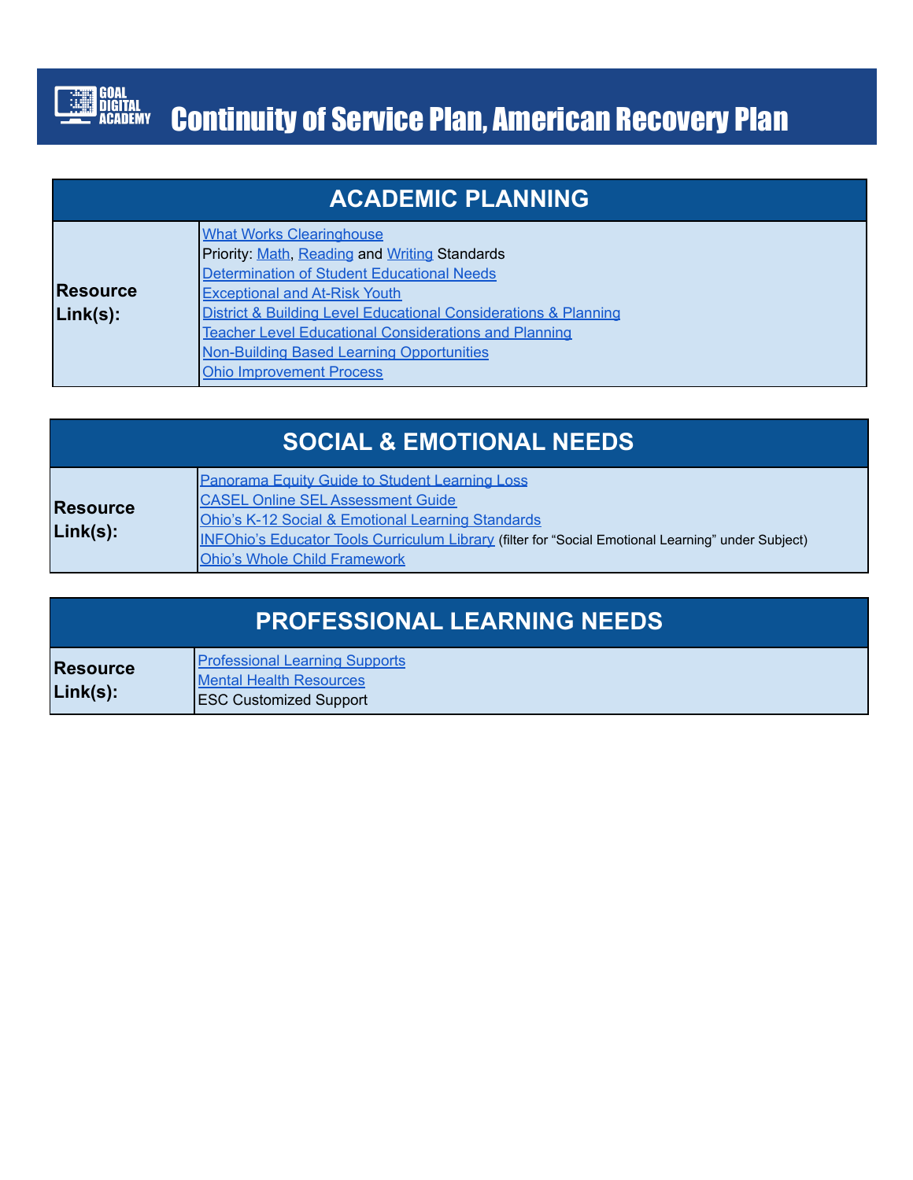# Continuity of Service Plan, American Recovery Plan

## ACADEMIC PLANNING

| | |
|---|---|
| **Resource Link(s):** | What Works Clearinghouse<br>Priority: Math, Reading and Writing Standards<br>Determination of Student Educational Needs<br>Exceptional and At-Risk Youth<br>District & Building Level Educational Considerations & Planning<br>Teacher Level Educational Considerations and Planning<br>Non-Building Based Learning Opportunities<br>Ohio Improvement Process |

## SOCIAL & EMOTIONAL NEEDS

| | |
|---|---|
| **Resource Link(s):** | Panorama Equity Guide to Student Learning Loss<br>CASEL Online SEL Assessment Guide<br>Ohio's K-12 Social & Emotional Learning Standards<br>INFOhio's Educator Tools Curriculum Library (filter for "Social Emotional Learning" under Subject)<br>Ohio's Whole Child Framework |

## PROFESSIONAL LEARNING NEEDS

| | |
|---|---|
| **Resource Link(s):** | Professional Learning Supports<br>Mental Health Resources<br>ESC Customized Support |